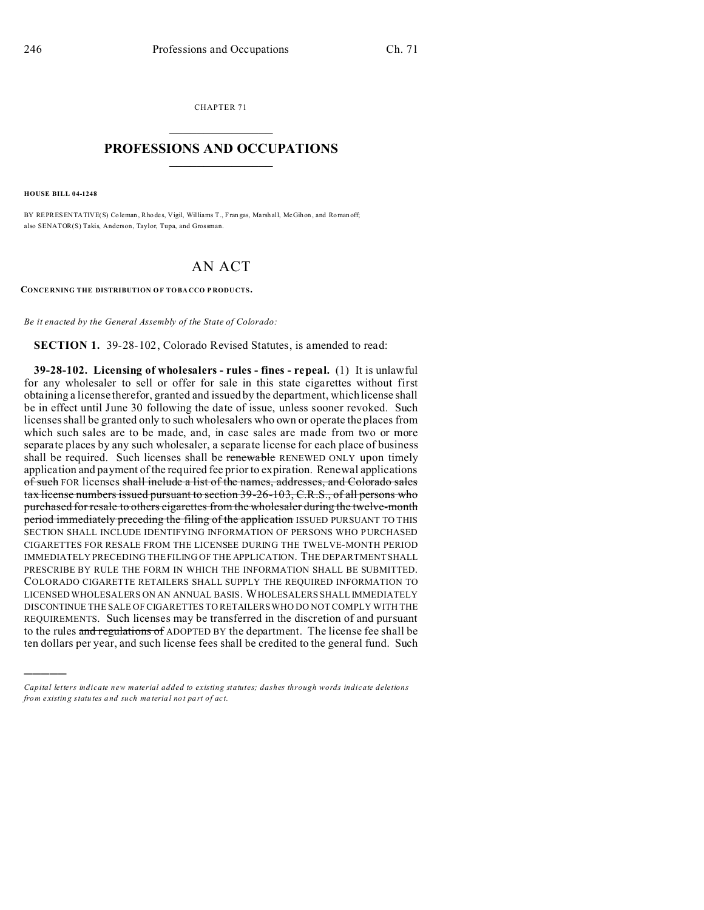CHAPTER 71

# PROFESSIONS AND OCCUPATIONS

**HOUSE BILL 04-1248**

BY REPRESENTATIVE(S) Coleman, Rhodes, Vigil, Williams T., Frangas, Marshall, McGihon, and Romanoff;
also SENATOR(S) Takis, Anderson, Taylor, Tupa, and Grossman.

# AN ACT

**CONCERNING THE DISTRIBUTION OF TOBACCO PRODUCTS.**

*Be it enacted by the General Assembly of the State of Colorado:*

**SECTION 1.** 39-28-102, Colorado Revised Statutes, is amended to read:

**39-28-102. Licensing of wholesalers - rules - fines - repeal.** (1) It is unlawful for any wholesaler to sell or offer for sale in this state cigarettes without first obtaining a license therefor, granted and issued by the department, which license shall be in effect until June 30 following the date of issue, unless sooner revoked. Such licenses shall be granted only to such wholesalers who own or operate the places from which such sales are to be made, and, in case sales are made from two or more separate places by any such wholesaler, a separate license for each place of business shall be required. Such licenses shall be ~~renewable~~ RENEWED ONLY upon timely application and payment of the required fee prior to expiration. Renewal applications ~~of such~~ FOR licenses ~~shall include a list of the names, addresses, and Colorado sales tax license numbers issued pursuant to section 39-26-103, C.R.S., of all persons who purchased for resale to others cigarettes from the wholesaler during the twelve-month period immediately preceding the filing of the application~~ ISSUED PURSUANT TO THIS SECTION SHALL INCLUDE IDENTIFYING INFORMATION OF PERSONS WHO PURCHASED CIGARETTES FOR RESALE FROM THE LICENSEE DURING THE TWELVE-MONTH PERIOD IMMEDIATELY PRECEDING THE FILING OF THE APPLICATION. THE DEPARTMENT SHALL PRESCRIBE BY RULE THE FORM IN WHICH THE INFORMATION SHALL BE SUBMITTED. COLORADO CIGARETTE RETAILERS SHALL SUPPLY THE REQUIRED INFORMATION TO LICENSED WHOLESALERS ON AN ANNUAL BASIS. WHOLESALERS SHALL IMMEDIATELY DISCONTINUE THE SALE OF CIGARETTES TO RETAILERS WHO DO NOT COMPLY WITH THE REQUIREMENTS. Such licenses may be transferred in the discretion of and pursuant to the rules ~~and regulations of~~ ADOPTED BY the department. The license fee shall be ten dollars per year, and such license fees shall be credited to the general fund. Such

*Capital letters indicate new material added to existing statutes; dashes through words indicate deletions from existing statutes and such material not part of act.*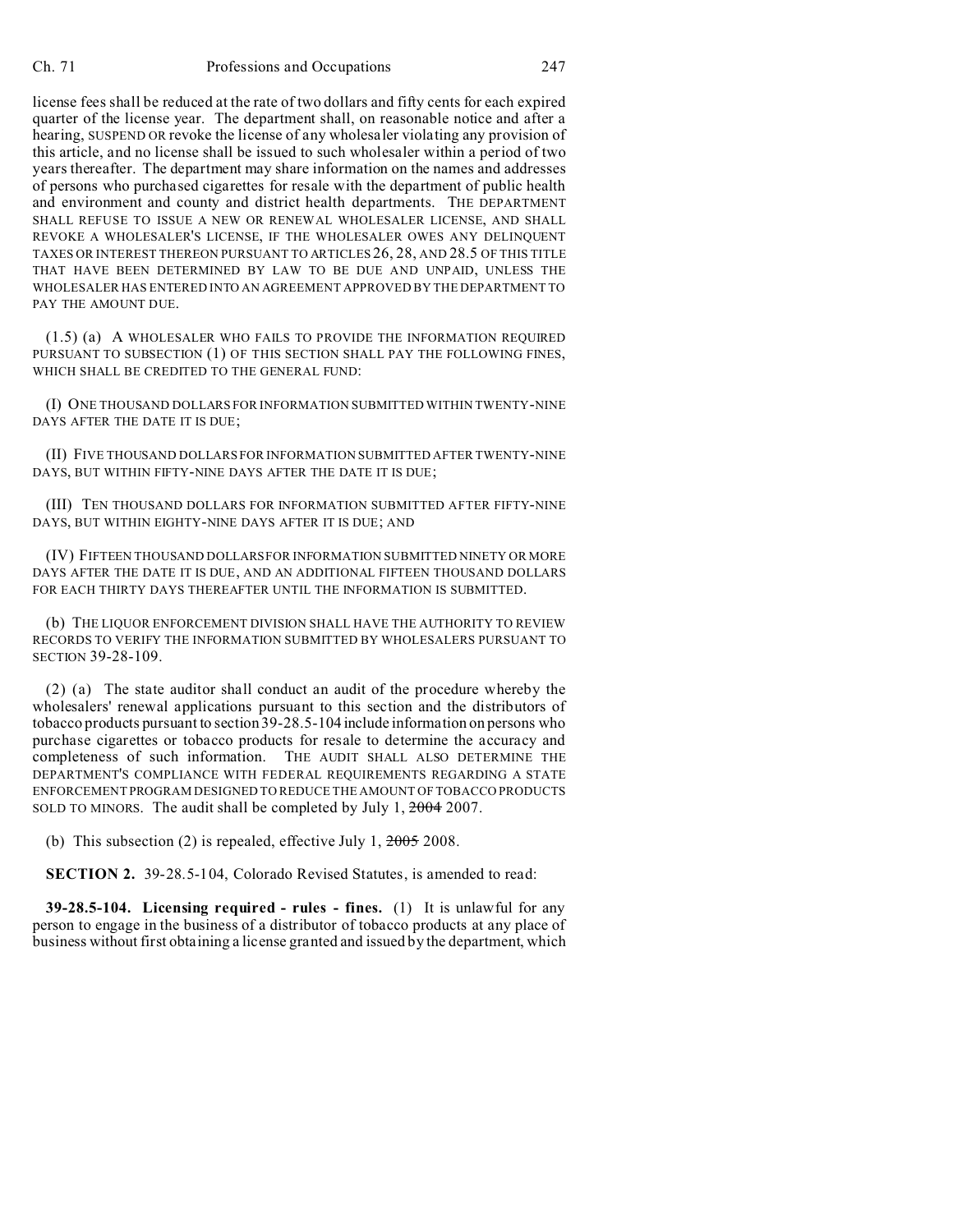license fees shall be reduced at the rate of two dollars and fifty cents for each expired quarter of the license year. The department shall, on reasonable notice and after a hearing, SUSPEND OR revoke the license of any wholesaler violating any provision of this article, and no license shall be issued to such wholesaler within a period of two years thereafter. The department may share information on the names and addresses of persons who purchased cigarettes for resale with the department of public health and environment and county and district health departments. THE DEPARTMENT SHALL REFUSE TO ISSUE A NEW OR RENEWAL WHOLESALER LICENSE, AND SHALL REVOKE A WHOLESALER'S LICENSE, IF THE WHOLESALER OWES ANY DELINQUENT TAXES OR INTEREST THEREON PURSUANT TO ARTICLES 26, 28, AND 28.5 OF THIS TITLE THAT HAVE BEEN DETERMINED BY LAW TO BE DUE AND UNPAID, UNLESS THE WHOLESALER HAS ENTERED INTO AN AGREEMENT APPROVED BY THE DEPARTMENT TO PAY THE AMOUNT DUE.

(1.5) (a) A WHOLESALER WHO FAILS TO PROVIDE THE INFORMATION REQUIRED PURSUANT TO SUBSECTION (1) OF THIS SECTION SHALL PAY THE FOLLOWING FINES, WHICH SHALL BE CREDITED TO THE GENERAL FUND:

(I) ONE THOUSAND DOLLARS FOR INFORMATION SUBMITTED WITHIN TWENTY-NINE DAYS AFTER THE DATE IT IS DUE;

(II) FIVE THOUSAND DOLLARS FOR INFORMATION SUBMITTED AFTER TWENTY-NINE DAYS, BUT WITHIN FIFTY-NINE DAYS AFTER THE DATE IT IS DUE;

(III) TEN THOUSAND DOLLARS FOR INFORMATION SUBMITTED AFTER FIFTY-NINE DAYS, BUT WITHIN EIGHTY-NINE DAYS AFTER IT IS DUE; AND

(IV) FIFTEEN THOUSAND DOLLARS FOR INFORMATION SUBMITTED NINETY OR MORE DAYS AFTER THE DATE IT IS DUE, AND AN ADDITIONAL FIFTEEN THOUSAND DOLLARS FOR EACH THIRTY DAYS THEREAFTER UNTIL THE INFORMATION IS SUBMITTED.

(b) THE LIQUOR ENFORCEMENT DIVISION SHALL HAVE THE AUTHORITY TO REVIEW RECORDS TO VERIFY THE INFORMATION SUBMITTED BY WHOLESALERS PURSUANT TO SECTION 39-28-109.

(2) (a) The state auditor shall conduct an audit of the procedure whereby the wholesalers' renewal applications pursuant to this section and the distributors of tobacco products pursuant to section 39-28.5-104 include information on persons who purchase cigarettes or tobacco products for resale to determine the accuracy and completeness of such information. THE AUDIT SHALL ALSO DETERMINE THE DEPARTMENT'S COMPLIANCE WITH FEDERAL REQUIREMENTS REGARDING A STATE ENFORCEMENT PROGRAM DESIGNED TO REDUCE THE AMOUNT OF TOBACCO PRODUCTS SOLD TO MINORS. The audit shall be completed by July 1, ~~2004~~ 2007.

(b) This subsection (2) is repealed, effective July 1, ~~2005~~ 2008.

**SECTION 2.** 39-28.5-104, Colorado Revised Statutes, is amended to read:

**39-28.5-104. Licensing required - rules - fines.** (1) It is unlawful for any person to engage in the business of a distributor of tobacco products at any place of business without first obtaining a license granted and issued by the department, which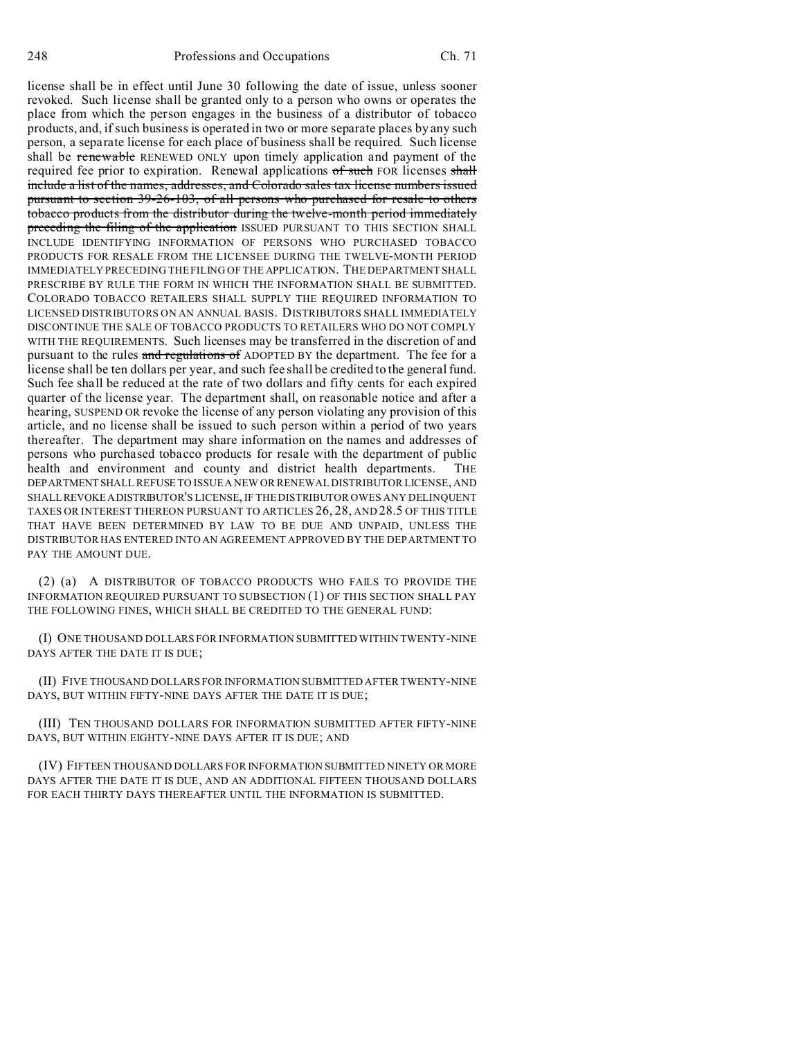license shall be in effect until June 30 following the date of issue, unless sooner revoked. Such license shall be granted only to a person who owns or operates the place from which the person engages in the business of a distributor of tobacco products, and, if such business is operated in two or more separate places by any such person, a separate license for each place of business shall be required. Such license shall be ~~renewable~~ RENEWED ONLY upon timely application and payment of the required fee prior to expiration. Renewal applications ~~of such~~ FOR licenses ~~shall include a list of the names, addresses, and Colorado sales tax license numbers issued pursuant to section 39-26-103, of all persons who purchased for resale to others tobacco products from the distributor during the twelve-month period immediately preceding the filing of the application~~ ISSUED PURSUANT TO THIS SECTION SHALL INCLUDE IDENTIFYING INFORMATION OF PERSONS WHO PURCHASED TOBACCO PRODUCTS FOR RESALE FROM THE LICENSEE DURING THE TWELVE-MONTH PERIOD IMMEDIATELY PRECEDING THE FILING OF THE APPLICATION. THE DEPARTMENT SHALL PRESCRIBE BY RULE THE FORM IN WHICH THE INFORMATION SHALL BE SUBMITTED. COLORADO TOBACCO RETAILERS SHALL SUPPLY THE REQUIRED INFORMATION TO LICENSED DISTRIBUTORS ON AN ANNUAL BASIS. DISTRIBUTORS SHALL IMMEDIATELY DISCONTINUE THE SALE OF TOBACCO PRODUCTS TO RETAILERS WHO DO NOT COMPLY WITH THE REQUIREMENTS. Such licenses may be transferred in the discretion of and pursuant to the rules ~~and regulations of~~ ADOPTED BY the department. The fee for a license shall be ten dollars per year, and such fee shall be credited to the general fund. Such fee shall be reduced at the rate of two dollars and fifty cents for each expired quarter of the license year. The department shall, on reasonable notice and after a hearing, SUSPEND OR revoke the license of any person violating any provision of this article, and no license shall be issued to such person within a period of two years thereafter. The department may share information on the names and addresses of persons who purchased tobacco products for resale with the department of public health and environment and county and district health departments. THE DEPARTMENT SHALL REFUSE TO ISSUE A NEW OR RENEWAL DISTRIBUTOR LICENSE, AND SHALL REVOKE A DISTRIBUTOR'S LICENSE, IF THE DISTRIBUTOR OWES ANY DELINQUENT TAXES OR INTEREST THEREON PURSUANT TO ARTICLES 26, 28, AND 28.5 OF THIS TITLE THAT HAVE BEEN DETERMINED BY LAW TO BE DUE AND UNPAID, UNLESS THE DISTRIBUTOR HAS ENTERED INTO AN AGREEMENT APPROVED BY THE DEPARTMENT TO PAY THE AMOUNT DUE.

(2) (a) A DISTRIBUTOR OF TOBACCO PRODUCTS WHO FAILS TO PROVIDE THE INFORMATION REQUIRED PURSUANT TO SUBSECTION (1) OF THIS SECTION SHALL PAY THE FOLLOWING FINES, WHICH SHALL BE CREDITED TO THE GENERAL FUND:

(I) ONE THOUSAND DOLLARS FOR INFORMATION SUBMITTED WITHIN TWENTY-NINE DAYS AFTER THE DATE IT IS DUE;

(II) FIVE THOUSAND DOLLARS FOR INFORMATION SUBMITTED AFTER TWENTY-NINE DAYS, BUT WITHIN FIFTY-NINE DAYS AFTER THE DATE IT IS DUE;

(III) TEN THOUSAND DOLLARS FOR INFORMATION SUBMITTED AFTER FIFTY-NINE DAYS, BUT WITHIN EIGHTY-NINE DAYS AFTER IT IS DUE; AND

(IV) FIFTEEN THOUSAND DOLLARS FOR INFORMATION SUBMITTED NINETY OR MORE DAYS AFTER THE DATE IT IS DUE, AND AN ADDITIONAL FIFTEEN THOUSAND DOLLARS FOR EACH THIRTY DAYS THEREAFTER UNTIL THE INFORMATION IS SUBMITTED.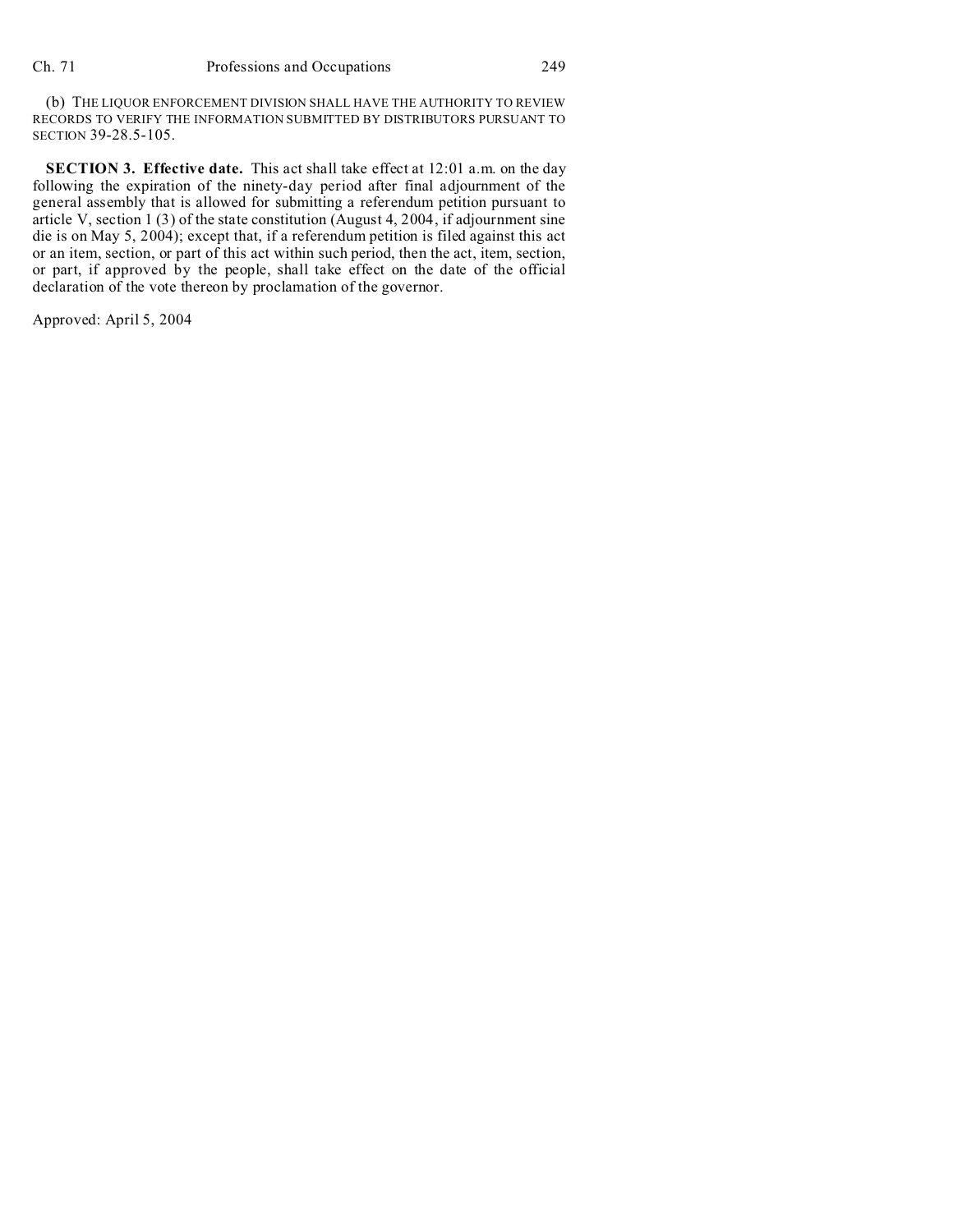(b) THE LIQUOR ENFORCEMENT DIVISION SHALL HAVE THE AUTHORITY TO REVIEW RECORDS TO VERIFY THE INFORMATION SUBMITTED BY DISTRIBUTORS PURSUANT TO SECTION 39-28.5-105.

**SECTION 3. Effective date.** This act shall take effect at 12:01 a.m. on the day following the expiration of the ninety-day period after final adjournment of the general assembly that is allowed for submitting a referendum petition pursuant to article V, section 1 (3) of the state constitution (August 4, 2004, if adjournment sine die is on May 5, 2004); except that, if a referendum petition is filed against this act or an item, section, or part of this act within such period, then the act, item, section, or part, if approved by the people, shall take effect on the date of the official declaration of the vote thereon by proclamation of the governor.

Approved: April 5, 2004